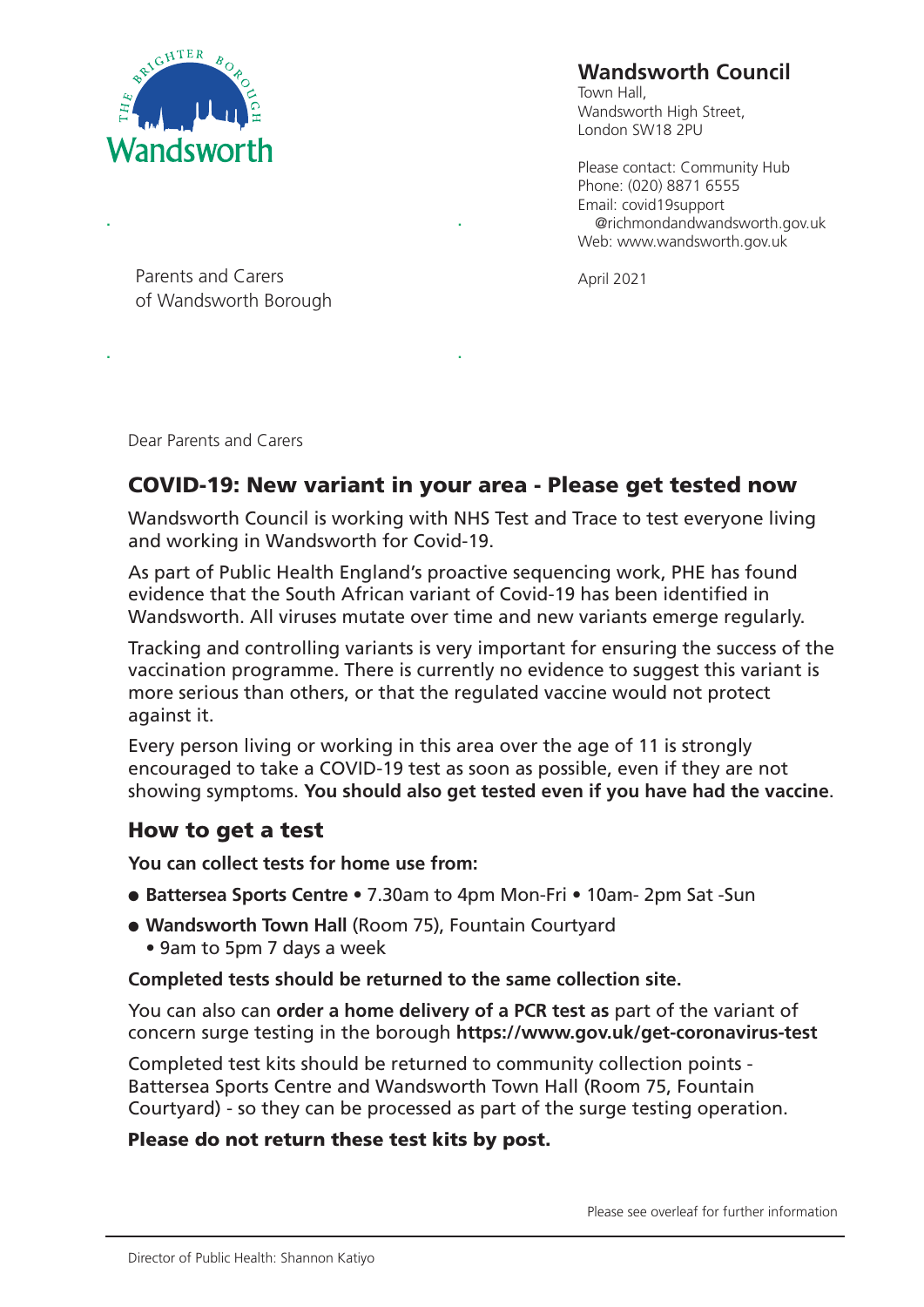**Wandsworth Council**
Town Hall,
Wandsworth High Street,
London SW18 2PU

Please contact: Community Hub
Phone: (020) 8871 6555
Email: covid19support@richmondandwandsworth.gov.uk
Web: www.wandsworth.gov.uk

Parents and Carers
of Wandsworth Borough

April 2021

Dear Parents and Carers

## COVID-19: New variant in your area - Please get tested now

Wandsworth Council is working with NHS Test and Trace to test everyone living and working in Wandsworth for Covid-19.

As part of Public Health England's proactive sequencing work, PHE has found evidence that the South African variant of Covid-19 has been identified in Wandsworth. All viruses mutate over time and new variants emerge regularly.

Tracking and controlling variants is very important for ensuring the success of the vaccination programme. There is currently no evidence to suggest this variant is more serious than others, or that the regulated vaccine would not protect against it.

Every person living or working in this area over the age of 11 is strongly encouraged to take a COVID-19 test as soon as possible, even if they are not showing symptoms. **You should also get tested even if you have had the vaccine**.

## How to get a test

**You can collect tests for home use from:**

- **Battersea Sports Centre** • 7.30am to 4pm Mon-Fri • 10am- 2pm Sat -Sun
- **Wandsworth Town Hall** (Room 75), Fountain Courtyard
  • 9am to 5pm 7 days a week

**Completed tests should be returned to the same collection site.**

You can also can **order a home delivery of a PCR test as** part of the variant of concern surge testing in the borough **https://www.gov.uk/get-coronavirus-test**

Completed test kits should be returned to community collection points - Battersea Sports Centre and Wandsworth Town Hall (Room 75, Fountain Courtyard) - so they can be processed as part of the surge testing operation.

**Please do not return these test kits by post.**

Please see overleaf for further information

Director of Public Health: Shannon Katiyo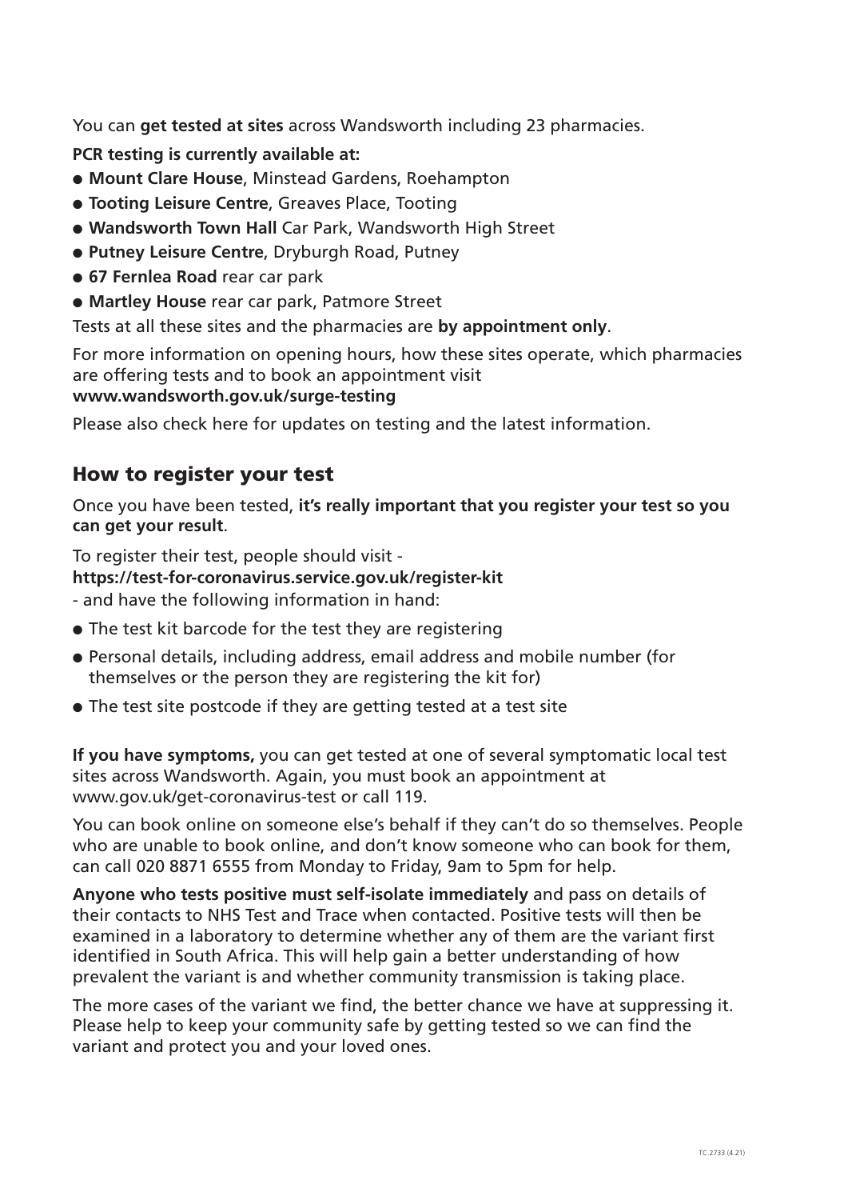You can **get tested at sites** across Wandsworth including 23 pharmacies.

**PCR testing is currently available at:**

- **Mount Clare House**, Minstead Gardens, Roehampton
- **Tooting Leisure Centre**, Greaves Place, Tooting
- **Wandsworth Town Hall** Car Park, Wandsworth High Street
- **Putney Leisure Centre**, Dryburgh Road, Putney
- **67 Fernlea Road** rear car park
- **Martley House** rear car park, Patmore Street

Tests at all these sites and the pharmacies are **by appointment only**.

For more information on opening hours, how these sites operate, which pharmacies are offering tests and to book an appointment visit
**www.wandsworth.gov.uk/surge-testing**

Please also check here for updates on testing and the latest information.

## How to register your test

Once you have been tested, **it's really important that you register your test so you can get your result**.

To register their test, people should visit -
**https://test-for-coronavirus.service.gov.uk/register-kit**
- and have the following information in hand:

- The test kit barcode for the test they are registering
- Personal details, including address, email address and mobile number (for themselves or the person they are registering the kit for)
- The test site postcode if they are getting tested at a test site

**If you have symptoms,** you can get tested at one of several symptomatic local test sites across Wandsworth. Again, you must book an appointment at www.gov.uk/get-coronavirus-test or call 119.

You can book online on someone else's behalf if they can't do so themselves. People who are unable to book online, and don't know someone who can book for them, can call 020 8871 6555 from Monday to Friday, 9am to 5pm for help.

**Anyone who tests positive must self-isolate immediately** and pass on details of their contacts to NHS Test and Trace when contacted. Positive tests will then be examined in a laboratory to determine whether any of them are the variant first identified in South Africa. This will help gain a better understanding of how prevalent the variant is and whether community transmission is taking place.

The more cases of the variant we find, the better chance we have at suppressing it. Please help to keep your community safe by getting tested so we can find the variant and protect you and your loved ones.

TC.2733 (4.21)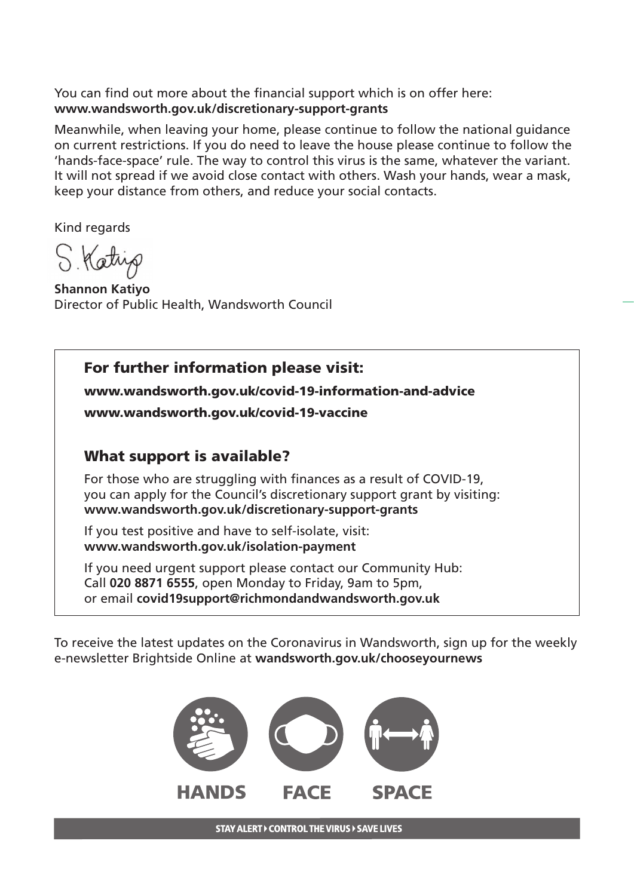You can find out more about the financial support which is on offer here:
**www.wandsworth.gov.uk/discretionary-support-grants**

Meanwhile, when leaving your home, please continue to follow the national guidance on current restrictions. If you do need to leave the house please continue to follow the 'hands-face-space' rule. The way to control this virus is the same, whatever the variant. It will not spread if we avoid close contact with others. Wash your hands, wear a mask, keep your distance from others, and reduce your social contacts.

Kind regards

S. Katiyo

**Shannon Katiyo**
Director of Public Health, Wandsworth Council

## For further information please visit:

**www.wandsworth.gov.uk/covid-19-information-and-advice**

**www.wandsworth.gov.uk/covid-19-vaccine**

## What support is available?

For those who are struggling with finances as a result of COVID-19, you can apply for the Council's discretionary support grant by visiting:
**www.wandsworth.gov.uk/discretionary-support-grants**

If you test positive and have to self-isolate, visit:
**www.wandsworth.gov.uk/isolation-payment**

If you need urgent support please contact our Community Hub:
Call **020 8871 6555**, open Monday to Friday, 9am to 5pm,
or email **covid19support@richmondandwandsworth.gov.uk**

To receive the latest updates on the Coronavirus in Wandsworth, sign up for the weekly e-newsletter Brightside Online at **wandsworth.gov.uk/chooseyournews**

**HANDS** **FACE** **SPACE**

**STAY ALERT ▸ CONTROL THE VIRUS ▸ SAVE LIVES**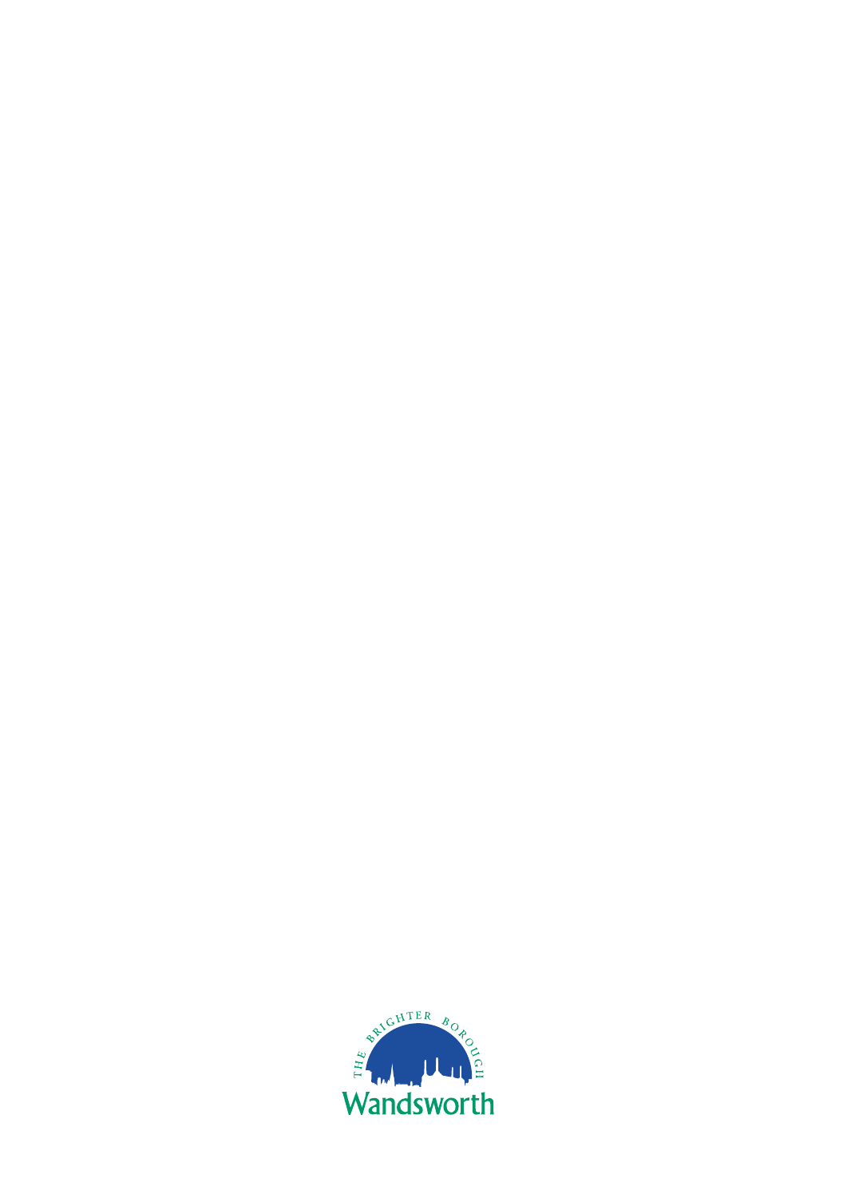THE BRIGHTER BOROUGH

Wandsworth